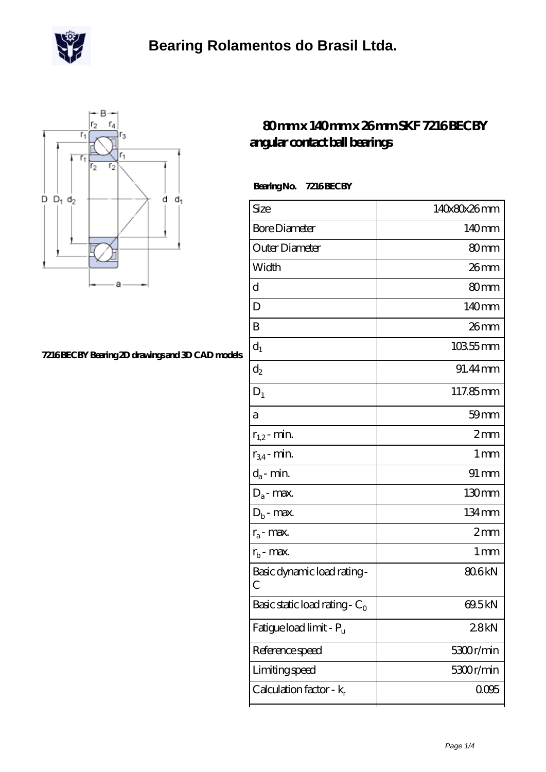# Bearing Rolamentos do Brasil Ltda.

7216 BECBY Bearing 2D drawings and 3D CAD models

## 80 mm x 140 mm x 26 mm SKF 7216 BECBY angular contact ball bearings

**Bearing No. 7216 BECBY**

| Size | 140x80x26 mm |
|---|---|
| Bore Diameter | 140 mm |
| Outer Diameter | 80 mm |
| Width | 26 mm |
| d | 80 mm |
| D | 140 mm |
| B | 26 mm |
| $d_1$ | 103.55 mm |
| $d_2$ | 91.44 mm |
| $D_1$ | 117.85 mm |
| a | 59 mm |
| $r_{1,2}$ - min. | 2 mm |
| $r_{3,4}$ - min. | 1 mm |
| $d_a$ - min. | 91 mm |
| $D_a$ - max. | 130 mm |
| $D_b$ - max. | 134 mm |
| $r_a$ - max. | 2 mm |
| $r_b$ - max. | 1 mm |
| Basic dynamic load rating - C | 80.6 kN |
| Basic static load rating - $C_0$ | 69.5 kN |
| Fatigue load limit - $P_u$ | 2.8 kN |
| Reference speed | 5300 r/min |
| Limiting speed | 5300 r/min |
| Calculation factor - $k_r$ | 0.095 |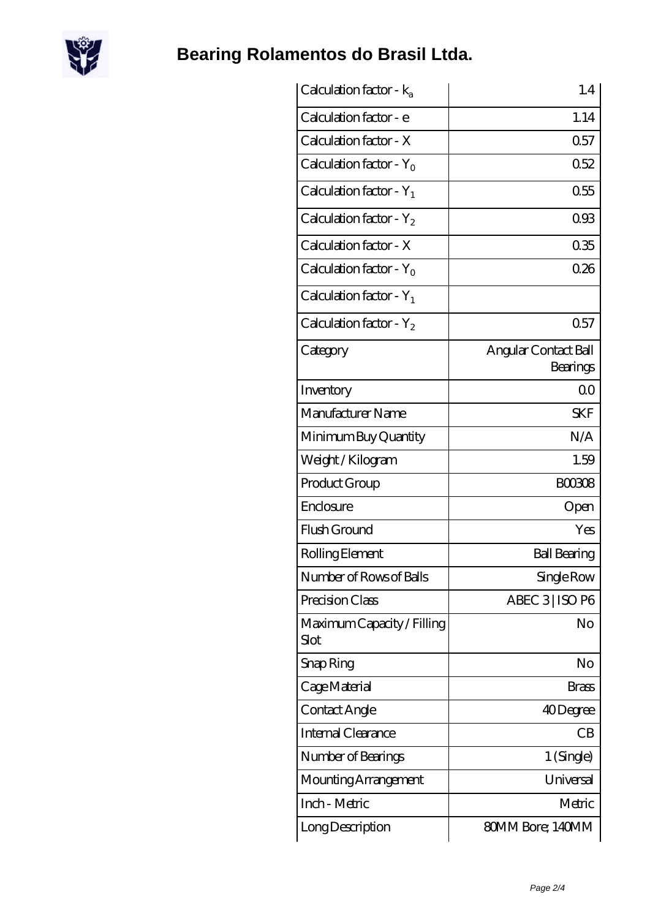| Calculation factor - $k_a$ | 1.4 |
| --- | --- |
| Calculation factor - e | 1.14 |
| Calculation factor - X | 0.57 |
| Calculation factor - $Y_0$ | 0.52 |
| Calculation factor - $Y_1$ | 0.55 |
| Calculation factor - $Y_2$ | 0.93 |
| Calculation factor - X | 0.35 |
| Calculation factor - $Y_0$ | 0.26 |
| Calculation factor - $Y_1$ | |
| Calculation factor - $Y_2$ | 0.57 |
| Category | Angular Contact Ball Bearings |
| Inventory | 0.0 |
| Manufacturer Name | SKF |
| Minimum Buy Quantity | N/A |
| Weight / Kilogram | 1.59 |
| Product Group | B00308 |
| Enclosure | Open |
| Flush Ground | Yes |
| Rolling Element | Ball Bearing |
| Number of Rows of Balls | Single Row |
| Precision Class | ABEC 3 \| ISO P6 |
| Maximum Capacity / Filling Slot | No |
| Snap Ring | No |
| Cage Material | Brass |
| Contact Angle | 40 Degree |
| Internal Clearance | CB |
| Number of Bearings | 1 (Single) |
| Mounting Arrangement | Universal |
| Inch - Metric | Metric |
| Long Description | 80MM Bore; 140MM |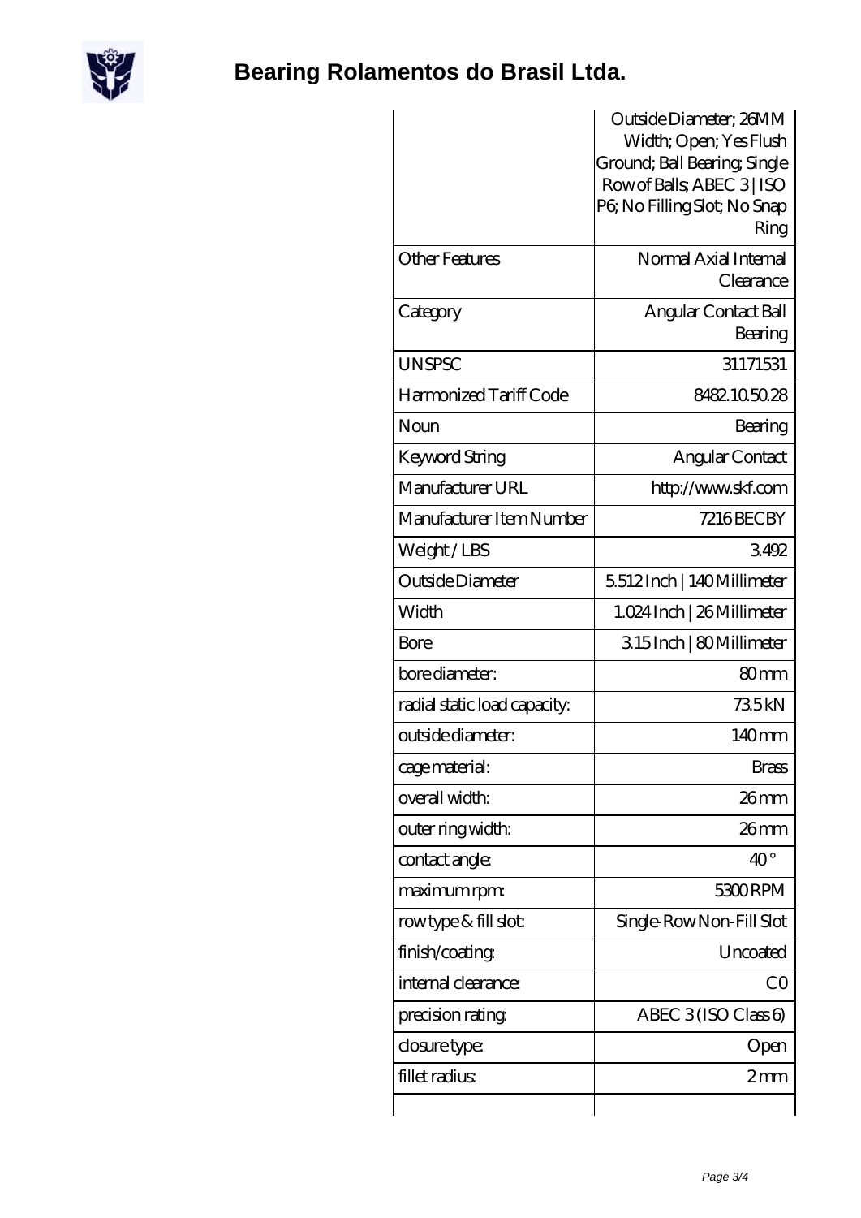# Bearing Rolamentos do Brasil Ltda.

| | |
|---|---|
| | Outside Diameter; 26MM Width; Open; Yes Flush Ground; Ball Bearing; Single Row of Balls; ABEC 3 \| ISO P6; No Filling Slot; No Snap Ring |
| Other Features | Normal Axial Internal Clearance |
| Category | Angular Contact Ball Bearing |
| UNSPSC | 31171531 |
| Harmonized Tariff Code | 8482.10.50.28 |
| Noun | Bearing |
| Keyword String | Angular Contact |
| Manufacturer URL | http://www.skf.com |
| Manufacturer Item Number | 7216 BECBY |
| Weight / LBS | 3.492 |
| Outside Diameter | 5.512 Inch \| 140 Millimeter |
| Width | 1.024 Inch \| 26 Millimeter |
| Bore | 3.15 Inch \| 80 Millimeter |
| bore diameter: | 80 mm |
| radial static load capacity: | 73.5 kN |
| outside diameter: | 140 mm |
| cage material: | Brass |
| overall width: | 26 mm |
| outer ring width: | 26 mm |
| contact angle: | 40 ° |
| maximum rpm: | 5300 RPM |
| row type & fill slot: | Single-Row Non-Fill Slot |
| finish/coating: | Uncoated |
| internal clearance: | C0 |
| precision rating: | ABEC 3 (ISO Class 6) |
| closure type: | Open |
| fillet radius: | 2 mm |
| | |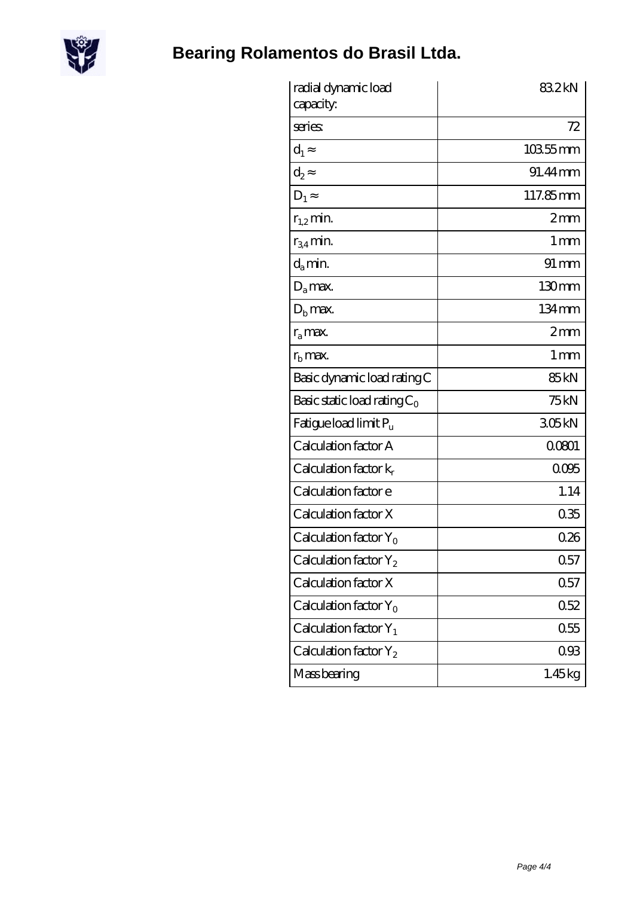| | |
|---|---|
| radial dynamic load capacity: | 83.2 kN |
| series: | 72 |
| $d_1 \approx$ | 103.55 mm |
| $d_2 \approx$ | 91.44 mm |
| $D_1 \approx$ | 117.85 mm |
| $r_{1,2}$ min. | 2 mm |
| $r_{3,4}$ min. | 1 mm |
| $d_a$ min. | 91 mm |
| $D_a$ max. | 130 mm |
| $D_b$ max. | 134 mm |
| $r_a$ max. | 2 mm |
| $r_b$ max. | 1 mm |
| Basic dynamic load rating C | 85 kN |
| Basic static load rating $C_0$ | 75 kN |
| Fatigue load limit $P_u$ | 3.05 kN |
| Calculation factor A | 0.0801 |
| Calculation factor $k_r$ | 0.095 |
| Calculation factor e | 1.14 |
| Calculation factor X | 0.35 |
| Calculation factor $Y_0$ | 0.26 |
| Calculation factor $Y_2$ | 0.57 |
| Calculation factor X | 0.57 |
| Calculation factor $Y_0$ | 0.52 |
| Calculation factor $Y_1$ | 0.55 |
| Calculation factor $Y_2$ | 0.93 |
| Mass bearing | 1.45 kg |